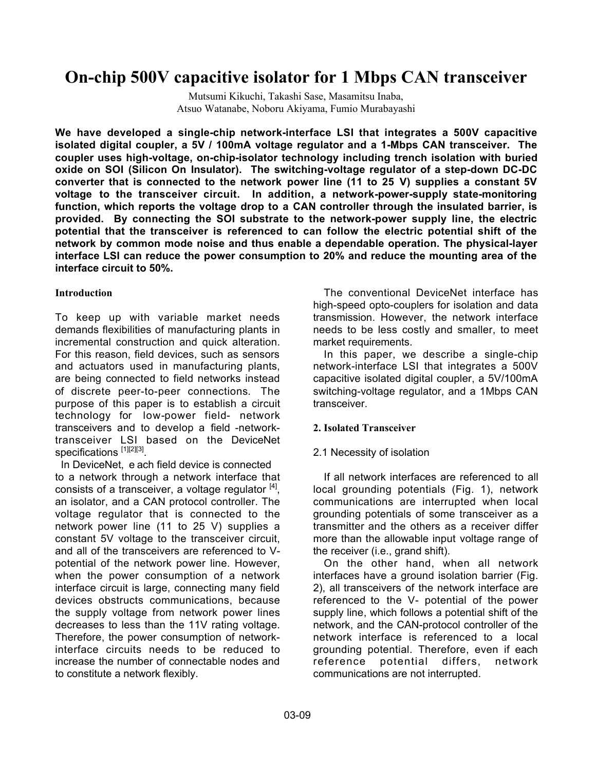# On-chip 500V capacitive isolator for 1 Mbps CAN transceiver

Mutsumi Kikuchi, Takashi Sase, Masamitsu Inaba,
Atsuo Watanabe, Noboru Akiyama, Fumio Murabayashi

**We have developed a single-chip network-interface LSI that integrates a 500V capacitive isolated digital coupler, a 5V / 100mA voltage regulator and a 1-Mbps CAN transceiver. The coupler uses high-voltage, on-chip-isolator technology including trench isolation with buried oxide on SOI (Silicon On Insulator). The switching-voltage regulator of a step-down DC-DC converter that is connected to the network power line (11 to 25 V) supplies a constant 5V voltage to the transceiver circuit. In addition, a network-power-supply state-monitoring function, which reports the voltage drop to a CAN controller through the insulated barrier, is provided. By connecting the SOI substrate to the network-power supply line, the electric potential that the transceiver is referenced to can follow the electric potential shift of the network by common mode noise and thus enable a dependable operation. The physical-layer interface LSI can reduce the power consumption to 20% and reduce the mounting area of the interface circuit to 50%.**

## Introduction

To keep up with variable market needs demands flexibilities of manufacturing plants in incremental construction and quick alteration. For this reason, field devices, such as sensors and actuators used in manufacturing plants, are being connected to field networks instead of discrete peer-to-peer connections. The purpose of this paper is to establish a circuit technology for low-power field- network transceivers and to develop a field -network-transceiver LSI based on the DeviceNet specifications [1][2][3].

In DeviceNet, e ach field device is connected to a network through a network interface that consists of a transceiver, a voltage regulator [4], an isolator, and a CAN protocol controller. The voltage regulator that is connected to the network power line (11 to 25 V) supplies a constant 5V voltage to the transceiver circuit, and all of the transceivers are referenced to V- potential of the network power line. However, when the power consumption of a network interface circuit is large, connecting many field devices obstructs communications, because the supply voltage from network power lines decreases to less than the 11V rating voltage. Therefore, the power consumption of network-interface circuits needs to be reduced to increase the number of connectable nodes and to constitute a network flexibly.

The conventional DeviceNet interface has high-speed opto-couplers for isolation and data transmission. However, the network interface needs to be less costly and smaller, to meet market requirements.

In this paper, we describe a single-chip network-interface LSI that integrates a 500V capacitive isolated digital coupler, a 5V/100mA switching-voltage regulator, and a 1Mbps CAN transceiver.

## 2. Isolated Transceiver

### 2.1 Necessity of isolation

If all network interfaces are referenced to all local grounding potentials (Fig. 1), network communications are interrupted when local grounding potentials of some transceiver as a transmitter and the others as a receiver differ more than the allowable input voltage range of the receiver (i.e., grand shift).

On the other hand, when all network interfaces have a ground isolation barrier (Fig. 2), all transceivers of the network interface are referenced to the V- potential of the power supply line, which follows a potential shift of the network, and the CAN-protocol controller of the network interface is referenced to a local grounding potential. Therefore, even if each reference potential differs, network communications are not interrupted.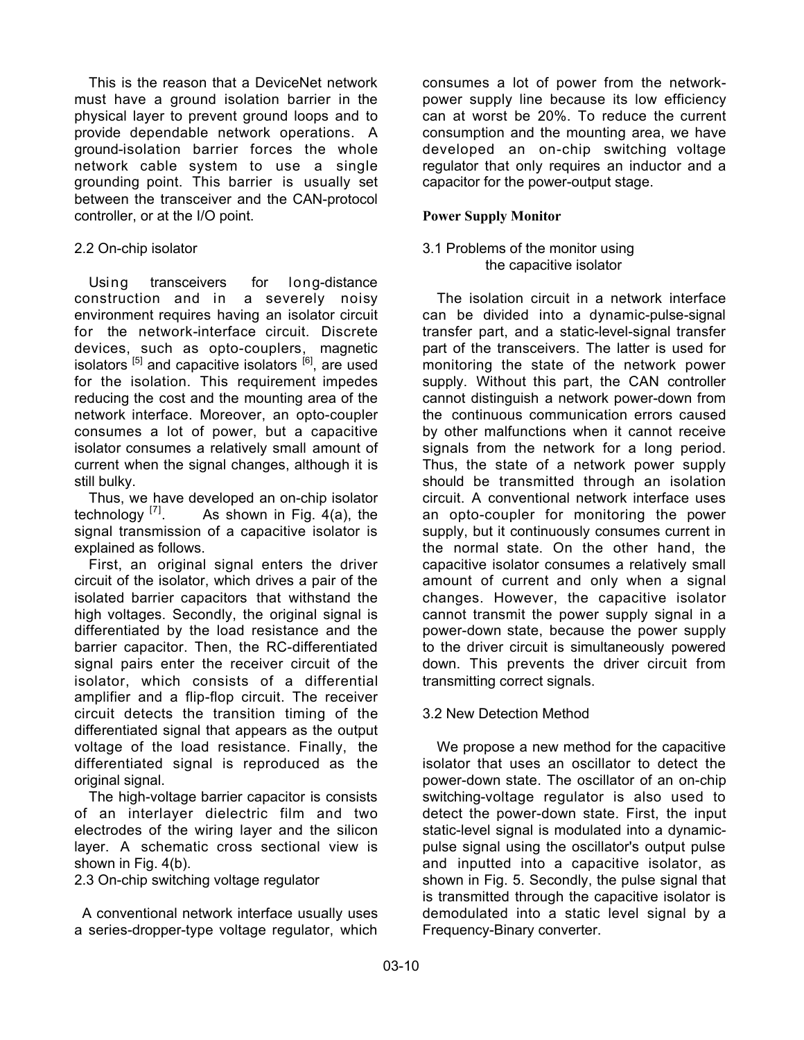This is the reason that a DeviceNet network must have a ground isolation barrier in the physical layer to prevent ground loops and to provide dependable network operations. A ground-isolation barrier forces the whole network cable system to use a single grounding point. This barrier is usually set between the transceiver and the CAN-protocol controller, or at the I/O point.

### 2.2 On-chip isolator

Using transceivers for long-distance construction and in a severely noisy environment requires having an isolator circuit for the network-interface circuit. Discrete devices, such as opto-couplers, magnetic isolators [5] and capacitive isolators [6], are used for the isolation. This requirement impedes reducing the cost and the mounting area of the network interface. Moreover, an opto-coupler consumes a lot of power, but a capacitive isolator consumes a relatively small amount of current when the signal changes, although it is still bulky.

Thus, we have developed an on-chip isolator technology [7]. As shown in Fig. 4(a), the signal transmission of a capacitive isolator is explained as follows.

First, an original signal enters the driver circuit of the isolator, which drives a pair of the isolated barrier capacitors that withstand the high voltages. Secondly, the original signal is differentiated by the load resistance and the barrier capacitor. Then, the RC-differentiated signal pairs enter the receiver circuit of the isolator, which consists of a differential amplifier and a flip-flop circuit. The receiver circuit detects the transition timing of the differentiated signal that appears as the output voltage of the load resistance. Finally, the differentiated signal is reproduced as the original signal.

The high-voltage barrier capacitor is consists of an interlayer dielectric film and two electrodes of the wiring layer and the silicon layer. A schematic cross sectional view is shown in Fig. 4(b).

### 2.3 On-chip switching voltage regulator

A conventional network interface usually uses a series-dropper-type voltage regulator, which consumes a lot of power from the network-power supply line because its low efficiency can at worst be 20%. To reduce the current consumption and the mounting area, we have developed an on-chip switching voltage regulator that only requires an inductor and a capacitor for the power-output stage.

## Power Supply Monitor

### 3.1 Problems of the monitor using the capacitive isolator

The isolation circuit in a network interface can be divided into a dynamic-pulse-signal transfer part, and a static-level-signal transfer part of the transceivers. The latter is used for monitoring the state of the network power supply. Without this part, the CAN controller cannot distinguish a network power-down from the continuous communication errors caused by other malfunctions when it cannot receive signals from the network for a long period. Thus, the state of a network power supply should be transmitted through an isolation circuit. A conventional network interface uses an opto-coupler for monitoring the power supply, but it continuously consumes current in the normal state. On the other hand, the capacitive isolator consumes a relatively small amount of current and only when a signal changes. However, the capacitive isolator cannot transmit the power supply signal in a power-down state, because the power supply to the driver circuit is simultaneously powered down. This prevents the driver circuit from transmitting correct signals.

### 3.2 New Detection Method

We propose a new method for the capacitive isolator that uses an oscillator to detect the power-down state. The oscillator of an on-chip switching-voltage regulator is also used to detect the power-down state. First, the input static-level signal is modulated into a dynamic-pulse signal using the oscillator's output pulse and inputted into a capacitive isolator, as shown in Fig. 5. Secondly, the pulse signal that is transmitted through the capacitive isolator is demodulated into a static level signal by a Frequency-Binary converter.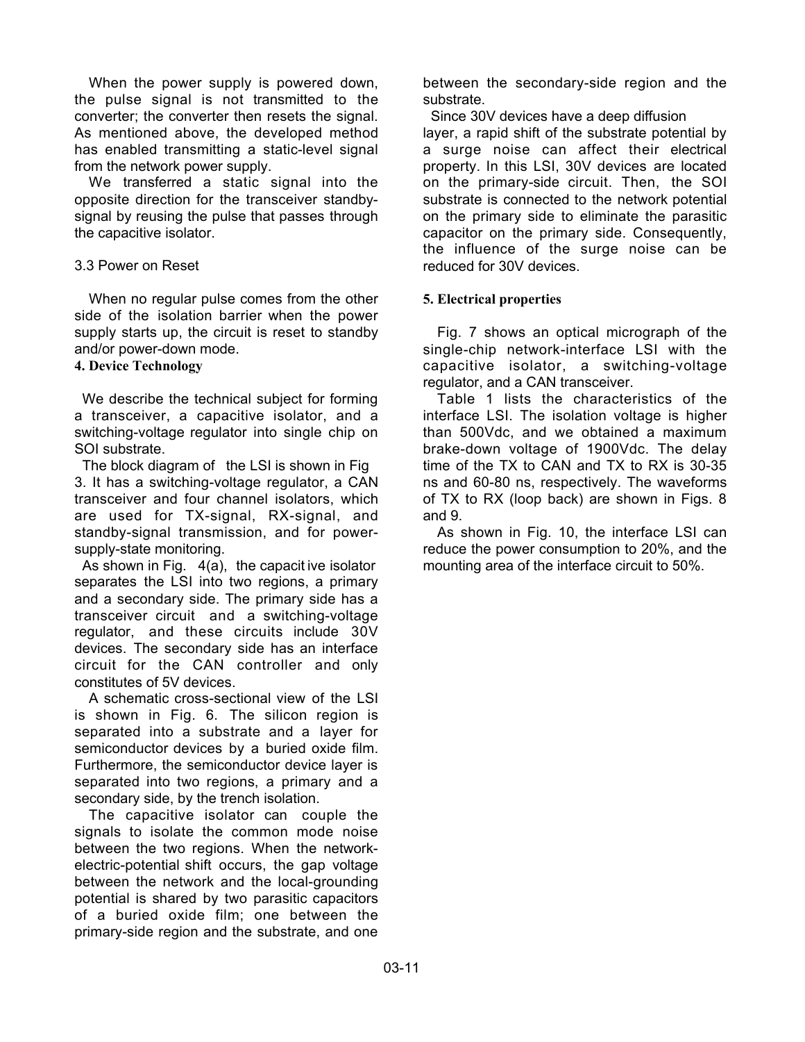When the power supply is powered down, the pulse signal is not transmitted to the converter; the converter then resets the signal. As mentioned above, the developed method has enabled transmitting a static-level signal from the network power supply.

We transferred a static signal into the opposite direction for the transceiver standby-signal by reusing the pulse that passes through the capacitive isolator.

### 3.3 Power on Reset

When no regular pulse comes from the other side of the isolation barrier when the power supply starts up, the circuit is reset to standby and/or power-down mode.

## 4. Device Technology

We describe the technical subject for forming a transceiver, a capacitive isolator, and a switching-voltage regulator into single chip on SOI substrate.

The block diagram of the LSI is shown in Fig 3. It has a switching-voltage regulator, a CAN transceiver and four channel isolators, which are used for TX-signal, RX-signal, and standby-signal transmission, and for power-supply-state monitoring.

As shown in Fig. 4(a), the capacitive isolator separates the LSI into two regions, a primary and a secondary side. The primary side has a transceiver circuit and a switching-voltage regulator, and these circuits include 30V devices. The secondary side has an interface circuit for the CAN controller and only constitutes of 5V devices.

A schematic cross-sectional view of the LSI is shown in Fig. 6. The silicon region is separated into a substrate and a layer for semiconductor devices by a buried oxide film. Furthermore, the semiconductor device layer is separated into two regions, a primary and a secondary side, by the trench isolation.

The capacitive isolator can couple the signals to isolate the common mode noise between the two regions. When the network-electric-potential shift occurs, the gap voltage between the network and the local-grounding potential is shared by two parasitic capacitors of a buried oxide film; one between the primary-side region and the substrate, and one between the secondary-side region and the substrate.

Since 30V devices have a deep diffusion layer, a rapid shift of the substrate potential by a surge noise can affect their electrical property. In this LSI, 30V devices are located on the primary-side circuit. Then, the SOI substrate is connected to the network potential on the primary side to eliminate the parasitic capacitor on the primary side. Consequently, the influence of the surge noise can be reduced for 30V devices.

## 5. Electrical properties

Fig. 7 shows an optical micrograph of the single-chip network-interface LSI with the capacitive isolator, a switching-voltage regulator, and a CAN transceiver.

Table 1 lists the characteristics of the interface LSI. The isolation voltage is higher than 500Vdc, and we obtained a maximum brake-down voltage of 1900Vdc. The delay time of the TX to CAN and TX to RX is 30-35 ns and 60-80 ns, respectively. The waveforms of TX to RX (loop back) are shown in Figs. 8 and 9.

As shown in Fig. 10, the interface LSI can reduce the power consumption to 20%, and the mounting area of the interface circuit to 50%.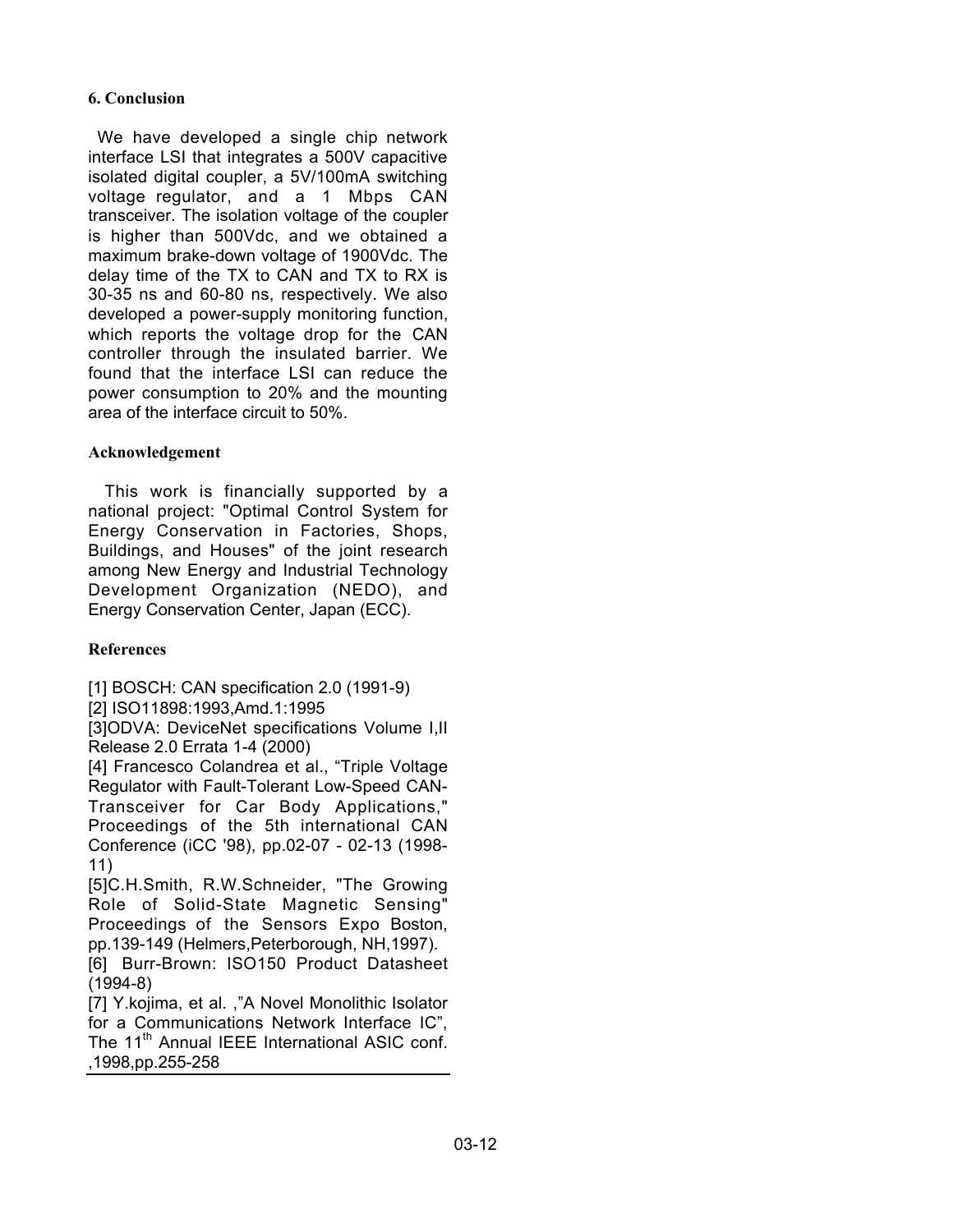## 6. Conclusion

We have developed a single chip network interface LSI that integrates a 500V capacitive isolated digital coupler, a 5V/100mA switching voltage regulator, and a 1 Mbps CAN transceiver. The isolation voltage of the coupler is higher than 500Vdc, and we obtained a maximum brake-down voltage of 1900Vdc. The delay time of the TX to CAN and TX to RX is 30-35 ns and 60-80 ns, respectively. We also developed a power-supply monitoring function, which reports the voltage drop for the CAN controller through the insulated barrier. We found that the interface LSI can reduce the power consumption to 20% and the mounting area of the interface circuit to 50%.

## Acknowledgement

This work is financially supported by a national project: "Optimal Control System for Energy Conservation in Factories, Shops, Buildings, and Houses" of the joint research among New Energy and Industrial Technology Development Organization (NEDO), and Energy Conservation Center, Japan (ECC).

## References

[1] BOSCH: CAN specification 2.0 (1991-9)

[2] ISO11898:1993,Amd.1:1995

[3]ODVA: DeviceNet specifications Volume I,II Release 2.0 Errata 1-4 (2000)

[4] Francesco Colandrea et al., “Triple Voltage Regulator with Fault-Tolerant Low-Speed CAN-Transceiver for Car Body Applications," Proceedings of the 5th international CAN Conference (iCC '98), pp.02-07 - 02-13 (1998-11)

[5]C.H.Smith, R.W.Schneider, "The Growing Role of Solid-State Magnetic Sensing" Proceedings of the Sensors Expo Boston, pp.139-149 (Helmers,Peterborough, NH,1997).

[6] Burr-Brown: ISO150 Product Datasheet (1994-8)

[7] Y.kojima, et al. ,”A Novel Monolithic Isolator for a Communications Network Interface IC”, The 11th Annual IEEE International ASIC conf. ,1998,pp.255-258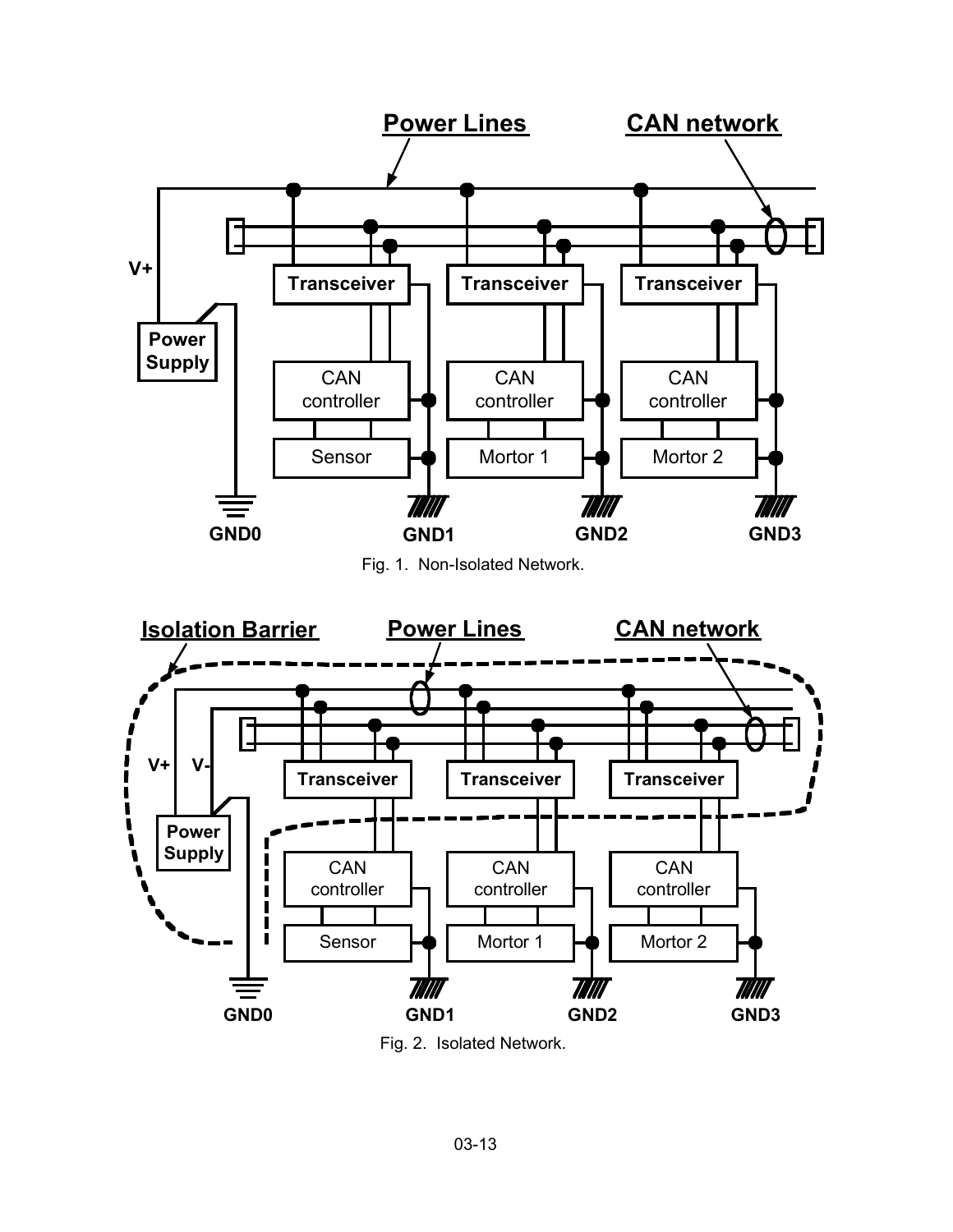Fig. 1.  Non-Isolated Network.

Fig. 2.  Isolated Network.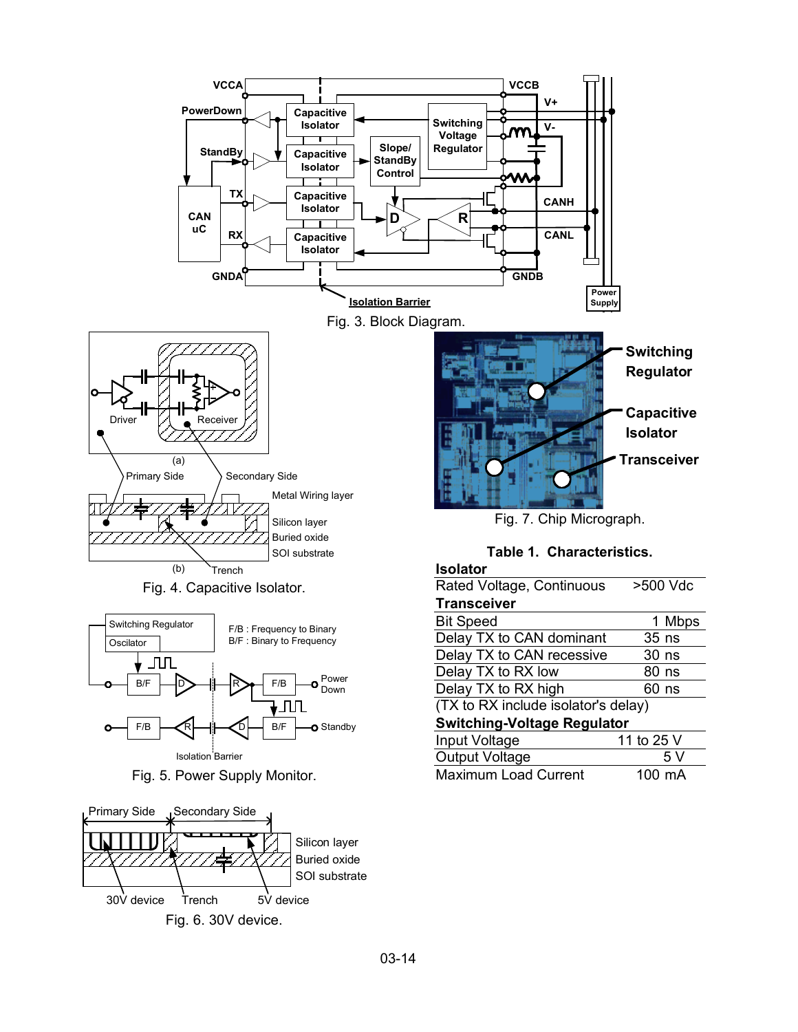Fig. 3. Block Diagram.

Fig. 4. Capacitive Isolator.

Fig. 5. Power Supply Monitor.

Fig. 6. 30V device.

Fig. 7. Chip Micrograph.

**Table 1. Characteristics.**

| **Isolator** | |
|---|---|
| Rated Voltage, Continuous | >500 Vdc |
| **Transceiver** | |
| Bit Speed | 1 Mbps |
| Delay TX to CAN dominant | 35 ns |
| Delay TX to CAN recessive | 30 ns |
| Delay TX to RX low | 80 ns |
| Delay TX to RX high | 60 ns |
| (TX to RX include isolator's delay) | |
| **Switching-Voltage Regulator** | |
| Input Voltage | 11 to 25 V |
| Output Voltage | 5 V |
| Maximum Load Current | 100 mA |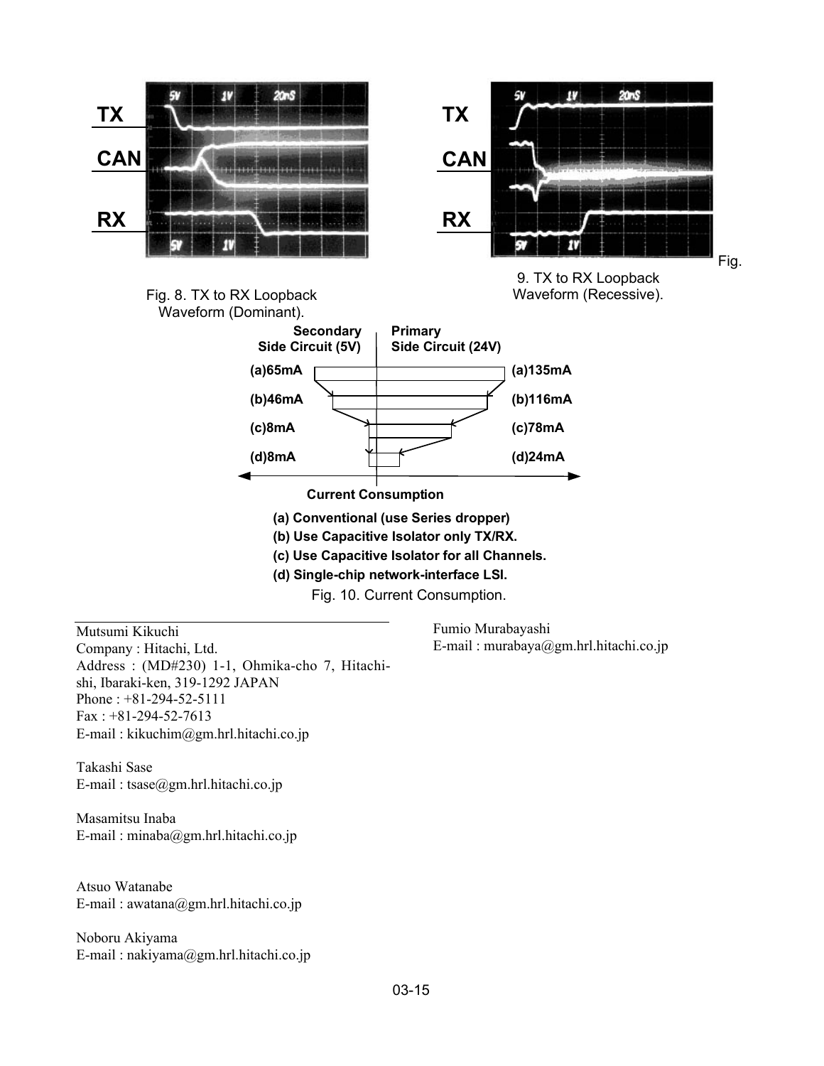TX

CAN

RX

Fig. 8. TX to RX Loopback Waveform (Dominant).

TX

CAN

RX

Fig. 9. TX to RX Loopback Waveform (Recessive).

Secondary Side Circuit (5V)

Primary Side Circuit (24V)

(a)65mA

(a)135mA

(b)46mA

(b)116mA

(c)8mA

(c)78mA

(d)8mA

(d)24mA

Current Consumption

(a) Conventional (use Series dropper)

(b) Use Capacitive Isolator only TX/RX.

(c) Use Capacitive Isolator for all Channels.

(d) Single-chip network-interface LSI.

Fig. 10. Current Consumption.

---

Mutsumi Kikuchi
Company : Hitachi, Ltd.
Address : (MD#230) 1-1, Ohmika-cho 7, Hitachi-shi, Ibaraki-ken, 319-1292 JAPAN
Phone : +81-294-52-5111
Fax : +81-294-52-7613
E-mail : kikuchim@gm.hrl.hitachi.co.jp

Takashi Sase
E-mail : tsase@gm.hrl.hitachi.co.jp

Masamitsu Inaba
E-mail : minaba@gm.hrl.hitachi.co.jp

Atsuo Watanabe
E-mail : awatana@gm.hrl.hitachi.co.jp

Noboru Akiyama
E-mail : nakiyama@gm.hrl.hitachi.co.jp

Fumio Murabayashi
E-mail : murabaya@gm.hrl.hitachi.co.jp